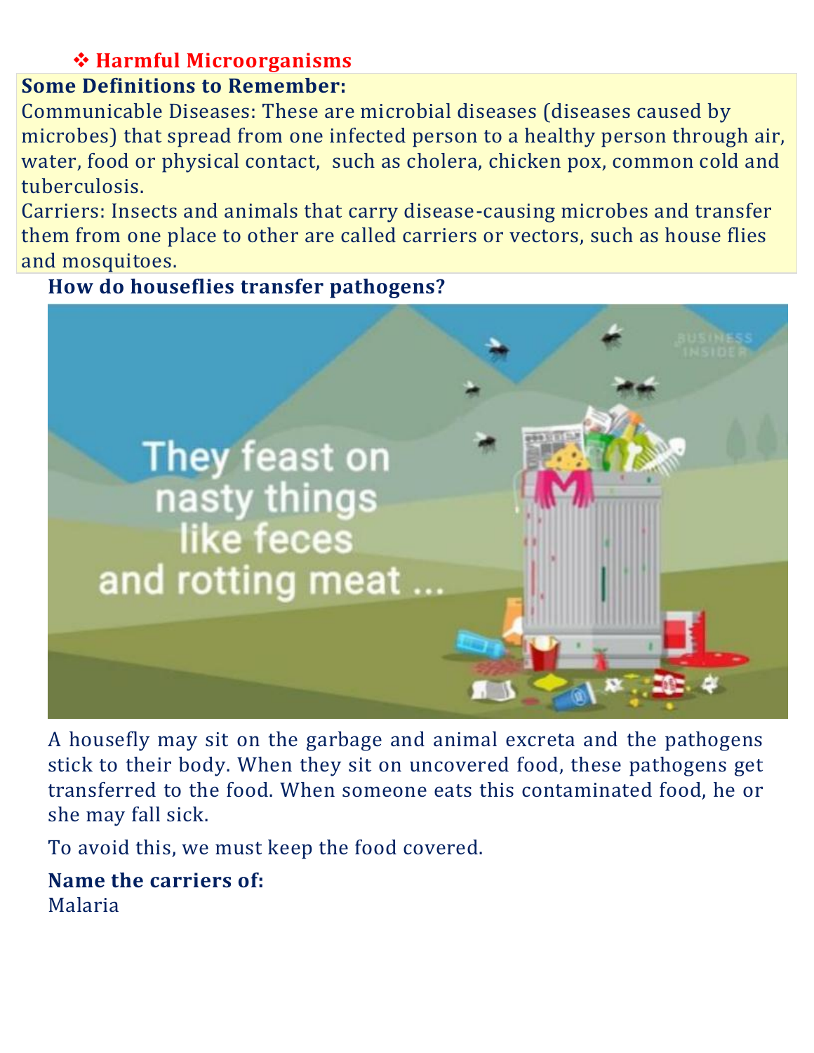## ❖ Harmful Microorganisms

**Some Definitions to Remember:**

Communicable Diseases: These are microbial diseases (diseases caused by microbes) that spread from one infected person to a healthy person through air, water, food or physical contact, such as cholera, chicken pox, common cold and tuberculosis.

Carriers: Insects and animals that carry disease-causing microbes and transfer them from one place to other are called carriers or vectors, such as house flies and mosquitoes.

**How do houseflies transfer pathogens?**

A housefly may sit on the garbage and animal excreta and the pathogens stick to their body. When they sit on uncovered food, these pathogens get transferred to the food. When someone eats this contaminated food, he or she may fall sick.

To avoid this, we must keep the food covered.

**Name the carriers of:**

Malaria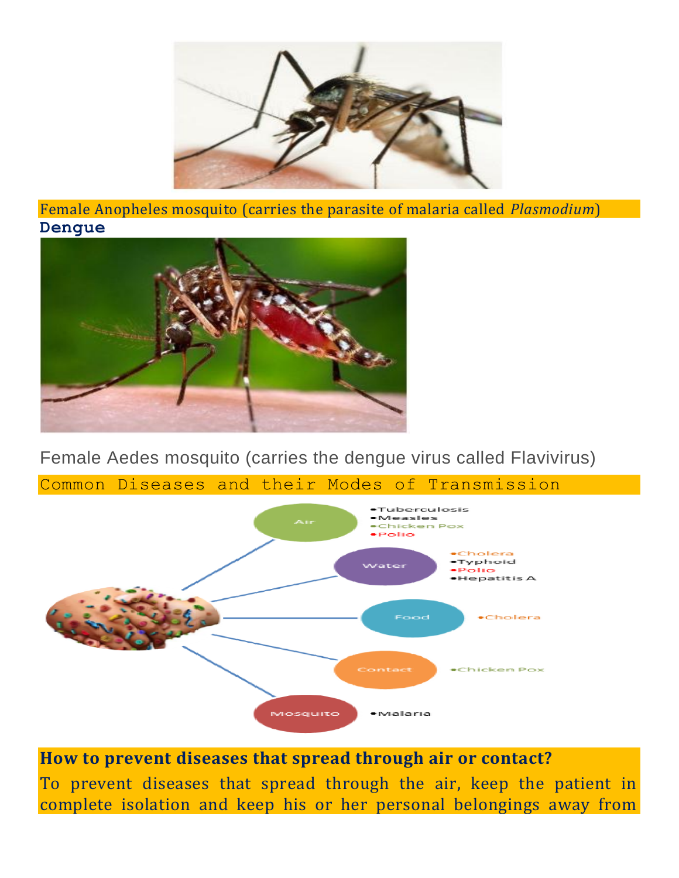Female Anopheles mosquito (carries the parasite of malaria called *Plasmodium*)

**Dengue**

Female Aedes mosquito (carries the dengue virus called Flavivirus)

## Common Diseases and their Modes of Transmission

- **Air**
  - Tuberculosis
  - Measles
  - Chicken Pox
  - Polio
- **Water**
  - Cholera
  - Typhoid
  - Polio
  - Hepatitis A
- **Food**
  - Cholera
- **Contact**
  - Chicken Pox
- **Mosquito**
  - Malaria

**How to prevent diseases that spread through air or contact?**

To prevent diseases that spread through the air, keep the patient in complete isolation and keep his or her personal belongings away from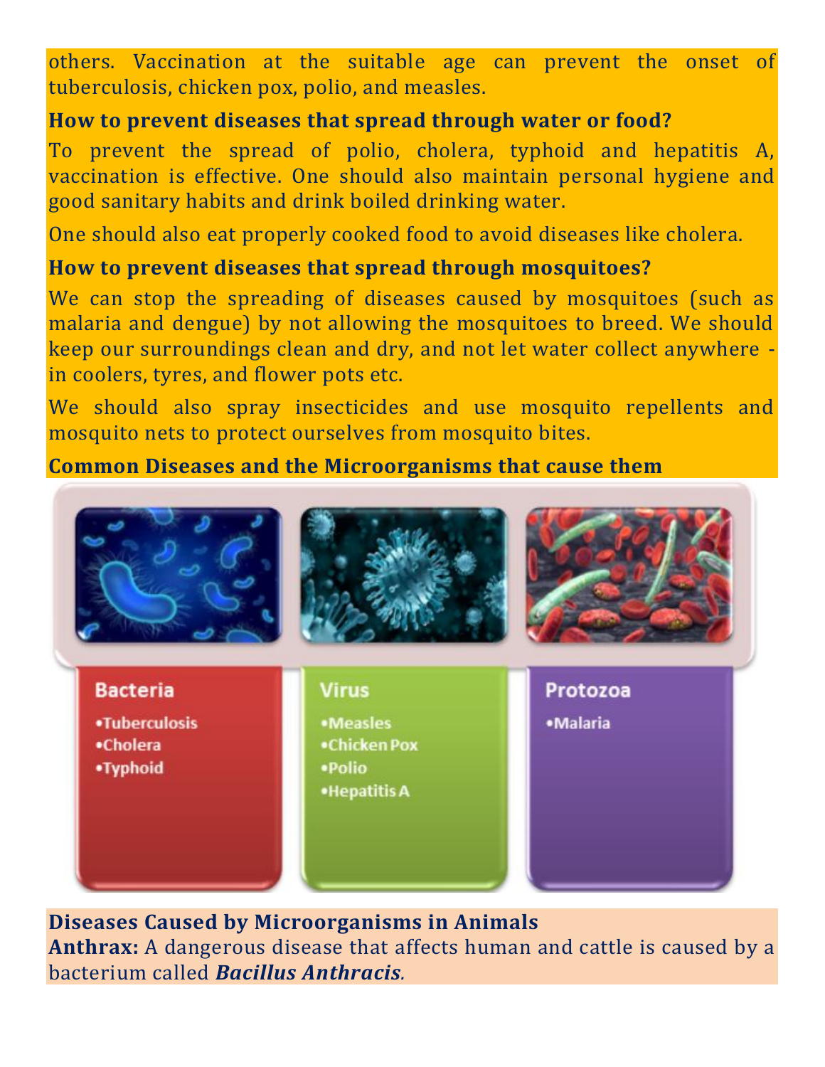others. Vaccination at the suitable age can prevent the onset of tuberculosis, chicken pox, polio, and measles.

**How to prevent diseases that spread through water or food?**

To prevent the spread of polio, cholera, typhoid and hepatitis A, vaccination is effective. One should also maintain personal hygiene and good sanitary habits and drink boiled drinking water.

One should also eat properly cooked food to avoid diseases like cholera.

**How to prevent diseases that spread through mosquitoes?**

We can stop the spreading of diseases caused by mosquitoes (such as malaria and dengue) by not allowing the mosquitoes to breed. We should keep our surroundings clean and dry, and not let water collect anywhere - in coolers, tyres, and flower pots etc.

We should also spray insecticides and use mosquito repellents and mosquito nets to protect ourselves from mosquito bites.

**Common Diseases and the Microorganisms that cause them**

| Bacteria | Virus | Protozoa |
|---|---|---|
| •Tuberculosis | •Measles | •Malaria |
| •Cholera | •Chicken Pox | |
| •Typhoid | •Polio | |
| | •Hepatitis A | |

**Diseases Caused by Microorganisms in Animals**

**Anthrax:** A dangerous disease that affects human and cattle is caused by a bacterium called ***Bacillus Anthracis.***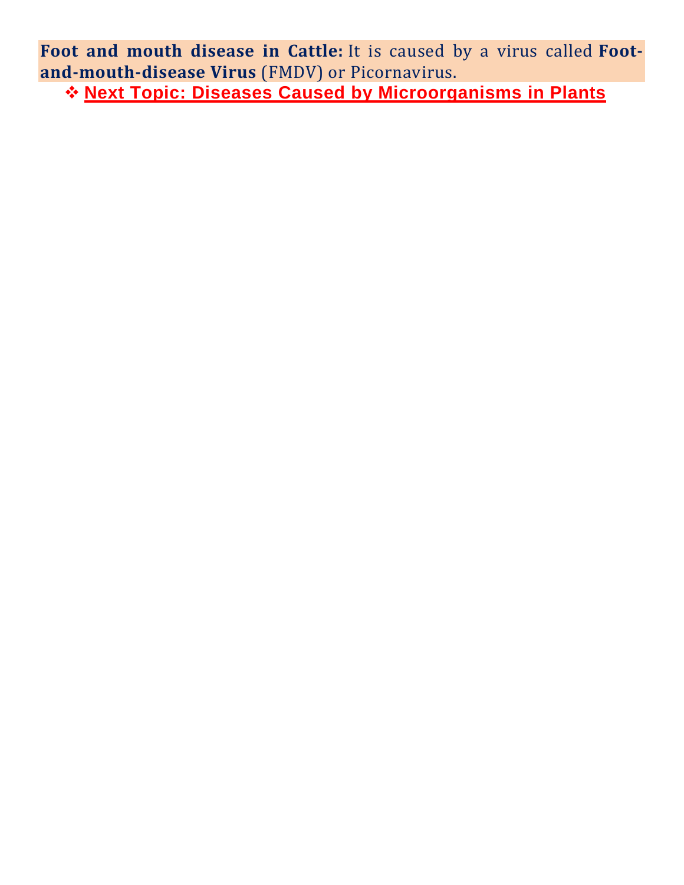**Foot and mouth disease in Cattle:** It is caused by a virus called **Foot-and-mouth-disease Virus** (FMDV) or Picornavirus.

- ❖ **Next Topic: Diseases Caused by Microorganisms in Plants**